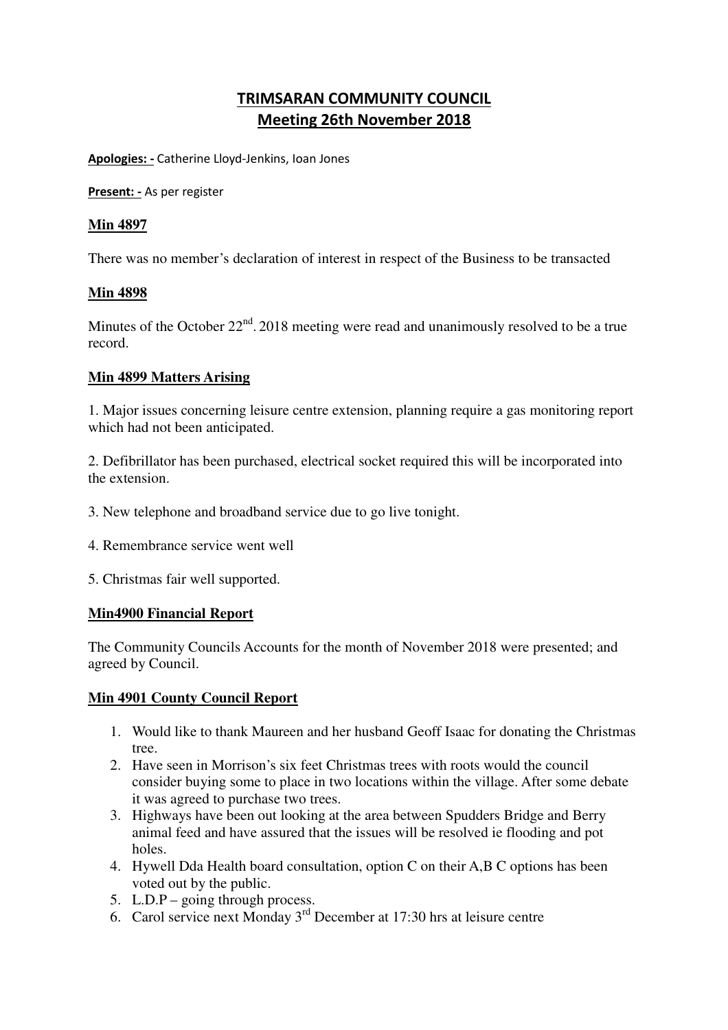# TRIMSARAN COMMUNITY COUNCIL
## Meeting 26th November 2018

**Apologies: -** Catherine Lloyd-Jenkins, Ioan Jones

**Present: -** As per register

### Min 4897

There was no member's declaration of interest in respect of the Business to be transacted

### Min 4898

Minutes of the October 22nd. 2018 meeting were read and unanimously resolved to be a true record.

### Min 4899 Matters Arising

1. Major issues concerning leisure centre extension, planning require a gas monitoring report which had not been anticipated.

2. Defibrillator has been purchased, electrical socket required this will be incorporated into the extension.

3. New telephone and broadband service due to go live tonight.

4. Remembrance service went well

5. Christmas fair well supported.

### Min4900 Financial Report

The Community Councils Accounts for the month of November 2018 were presented; and agreed by Council.

### Min 4901 County Council Report

1. Would like to thank Maureen and her husband Geoff Isaac for donating the Christmas tree.
2. Have seen in Morrison's six feet Christmas trees with roots would the council consider buying some to place in two locations within the village. After some debate it was agreed to purchase two trees.
3. Highways have been out looking at the area between Spudders Bridge and Berry animal feed and have assured that the issues will be resolved ie flooding and pot holes.
4. Hywell Dda Health board consultation, option C on their A,B C options has been voted out by the public.
5. L.D.P – going through process.
6. Carol service next Monday 3rd December at 17:30 hrs at leisure centre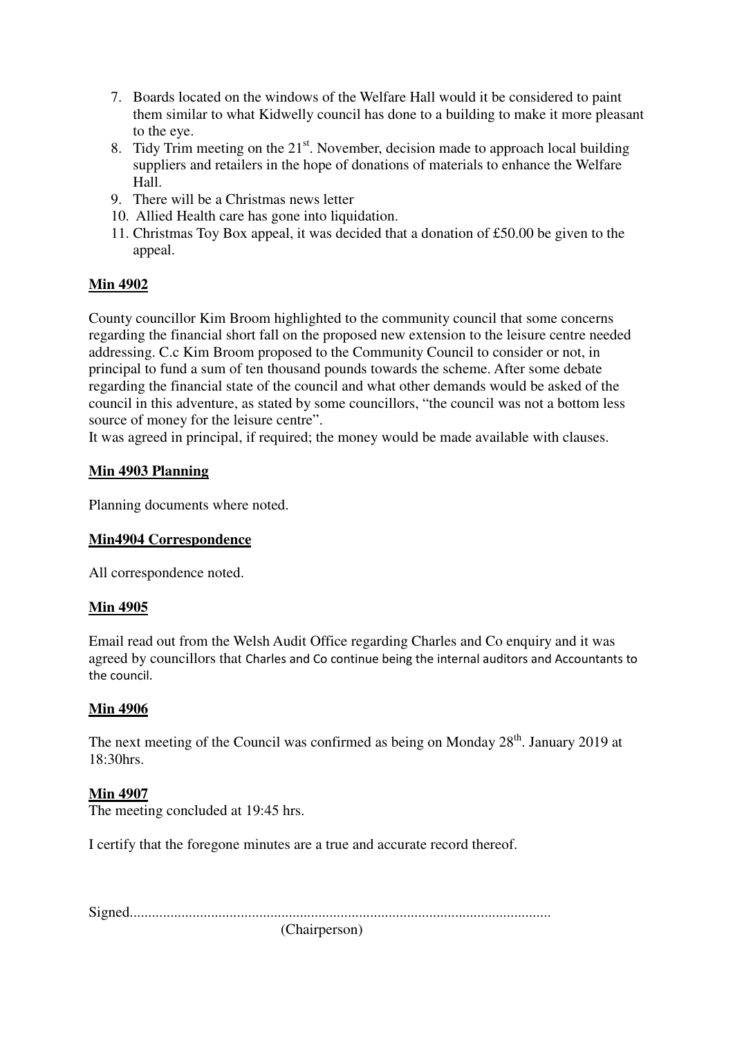7. Boards located on the windows of the Welfare Hall would it be considered to paint them similar to what Kidwelly council has done to a building to make it more pleasant to the eye.
8. Tidy Trim meeting on the 21st. November, decision made to approach local building suppliers and retailers in the hope of donations of materials to enhance the Welfare Hall.
9. There will be a Christmas news letter
10. Allied Health care has gone into liquidation.
11. Christmas Toy Box appeal, it was decided that a donation of £50.00 be given to the appeal.

**Min 4902**

County councillor Kim Broom highlighted to the community council that some concerns regarding the financial short fall on the proposed new extension to the leisure centre needed addressing. C.c Kim Broom proposed to the Community Council to consider or not, in principal to fund a sum of ten thousand pounds towards the scheme. After some debate regarding the financial state of the council and what other demands would be asked of the council in this adventure, as stated by some councillors, "the council was not a bottom less source of money for the leisure centre".
It was agreed in principal, if required; the money would be made available with clauses.

**Min 4903 Planning**

Planning documents where noted.

**Min4904 Correspondence**

All correspondence noted.

**Min 4905**

Email read out from the Welsh Audit Office regarding Charles and Co enquiry and it was agreed by councillors that Charles and Co continue being the internal auditors and Accountants to the council.

**Min 4906**

The next meeting of the Council was confirmed as being on Monday 28th. January 2019 at 18:30hrs.

**Min 4907**
The meeting concluded at 19:45 hrs.

I certify that the foregone minutes are a true and accurate record thereof.

Signed................................................................................................................
(Chairperson)